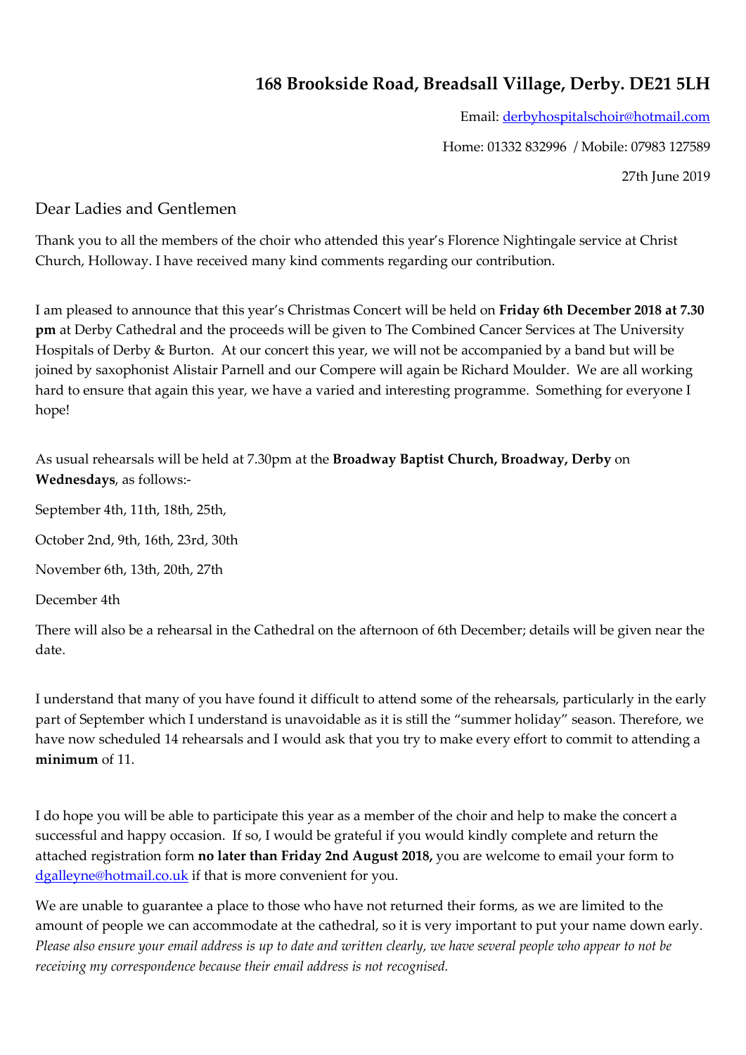**168 Brookside Road, Breadsall Village, Derby. DE21 5LH**

Email: derbyhospitalschoir@hotmail.com

Home: 01332 832996 / Mobile: 07983 127589

27th June 2019

Dear Ladies and Gentlemen

Thank you to all the members of the choir who attended this year's Florence Nightingale service at Christ Church, Holloway. I have received many kind comments regarding our contribution.

I am pleased to announce that this year's Christmas Concert will be held on **Friday 6th December 2018 at 7.30 pm** at Derby Cathedral and the proceeds will be given to The Combined Cancer Services at The University Hospitals of Derby & Burton. At our concert this year, we will not be accompanied by a band but will be joined by saxophonist Alistair Parnell and our Compere will again be Richard Moulder. We are all working hard to ensure that again this year, we have a varied and interesting programme. Something for everyone I hope!

As usual rehearsals will be held at 7.30pm at the **Broadway Baptist Church, Broadway, Derby** on **Wednesdays**, as follows:-

September 4th, 11th, 18th, 25th,

October 2nd, 9th, 16th, 23rd, 30th

November 6th, 13th, 20th, 27th

December 4th

There will also be a rehearsal in the Cathedral on the afternoon of 6th December; details will be given near the date.

I understand that many of you have found it difficult to attend some of the rehearsals, particularly in the early part of September which I understand is unavoidable as it is still the "summer holiday" season. Therefore, we have now scheduled 14 rehearsals and I would ask that you try to make every effort to commit to attending a **minimum** of 11.

I do hope you will be able to participate this year as a member of the choir and help to make the concert a successful and happy occasion. If so, I would be grateful if you would kindly complete and return the attached registration form **no later than Friday 2nd August 2018,** you are welcome to email your form to dgalleyne@hotmail.co.uk if that is more convenient for you.

We are unable to guarantee a place to those who have not returned their forms, as we are limited to the amount of people we can accommodate at the cathedral, so it is very important to put your name down early. *Please also ensure your email address is up to date and written clearly, we have several people who appear to not be receiving my correspondence because their email address is not recognised.*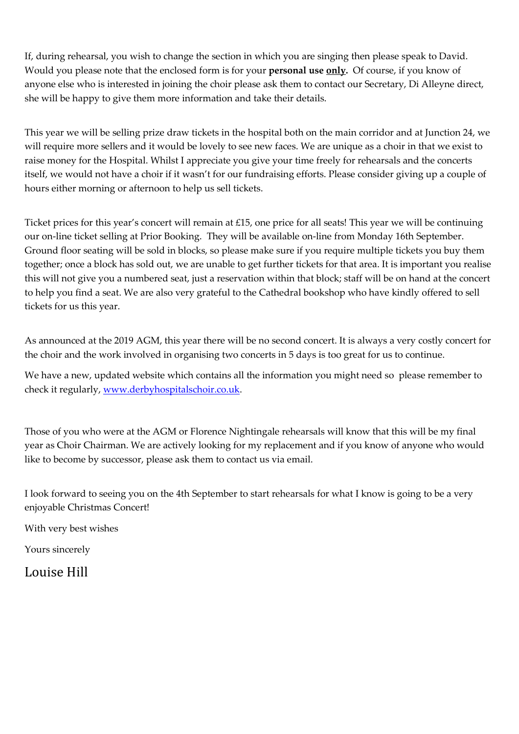If, during rehearsal, you wish to change the section in which you are singing then please speak to David. Would you please note that the enclosed form is for your **personal use <u>only</u>.** Of course, if you know of anyone else who is interested in joining the choir please ask them to contact our Secretary, Di Alleyne direct, she will be happy to give them more information and take their details.

This year we will be selling prize draw tickets in the hospital both on the main corridor and at Junction 24, we will require more sellers and it would be lovely to see new faces. We are unique as a choir in that we exist to raise money for the Hospital. Whilst I appreciate you give your time freely for rehearsals and the concerts itself, we would not have a choir if it wasn't for our fundraising efforts. Please consider giving up a couple of hours either morning or afternoon to help us sell tickets.

Ticket prices for this year's concert will remain at £15, one price for all seats! This year we will be continuing our on-line ticket selling at Prior Booking. They will be available on-line from Monday 16th September. Ground floor seating will be sold in blocks, so please make sure if you require multiple tickets you buy them together; once a block has sold out, we are unable to get further tickets for that area. It is important you realise this will not give you a numbered seat, just a reservation within that block; staff will be on hand at the concert to help you find a seat. We are also very grateful to the Cathedral bookshop who have kindly offered to sell tickets for us this year.

As announced at the 2019 AGM, this year there will be no second concert. It is always a very costly concert for the choir and the work involved in organising two concerts in 5 days is too great for us to continue.

We have a new, updated website which contains all the information you might need so please remember to check it regularly, [www.derbyhospitalschoir.co.uk](http://www.derbyhospitalschoir.co.uk).

Those of you who were at the AGM or Florence Nightingale rehearsals will know that this will be my final year as Choir Chairman. We are actively looking for my replacement and if you know of anyone who would like to become by successor, please ask them to contact us via email.

I look forward to seeing you on the 4th September to start rehearsals for what I know is going to be a very enjoyable Christmas Concert!

With very best wishes

Yours sincerely

Louise Hill